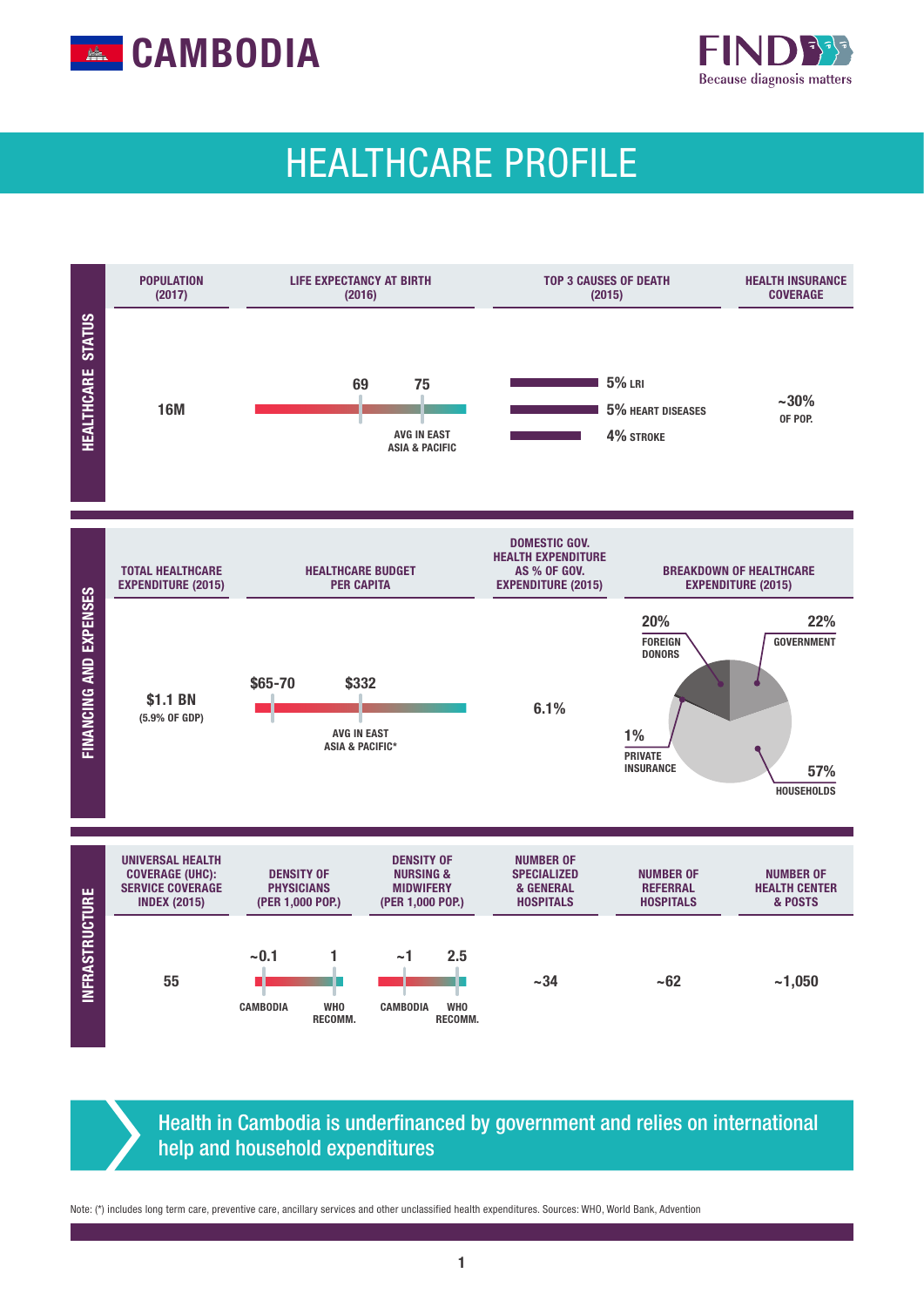# CAMBODIA

FIND – Because diagnosis matters

## HEALTHCARE PROFILE

### HEALTHCARE STATUS

| POPULATION (2017) | LIFE EXPECTANCY AT BIRTH (2016) | TOP 3 CAUSES OF DEATH (2015) | HEALTH INSURANCE COVERAGE |
|---|---|---|---|
| 16M | 69; 75 AVG IN EAST ASIA & PACIFIC | 5% LRI; 5% HEART DISEASES; 4% STROKE | ~30% OF POP. |

### FINANCING AND EXPENSES

| TOTAL HEALTHCARE EXPENDITURE (2015) | HEALTHCARE BUDGET PER CAPITA | DOMESTIC GOV. HEALTH EXPENDITURE AS % OF GOV. EXPENDITURE (2015) | BREAKDOWN OF HEALTHCARE EXPENDITURE (2015) |
|---|---|---|---|
| $1.1 BN (5.9% OF GDP) | $65-70; $332 AVG IN EAST ASIA & PACIFIC* | 6.1% | 20% FOREIGN DONORS; 22% GOVERNMENT; 1% PRIVATE INSURANCE; 57% HOUSEHOLDS |

### INFRASTRUCTURE

| UNIVERSAL HEALTH COVERAGE (UHC): SERVICE COVERAGE INDEX (2015) | DENSITY OF PHYSICIANS (PER 1,000 POP.) | DENSITY OF NURSING & MIDWIFERY (PER 1,000 POP.) | NUMBER OF SPECIALIZED & GENERAL HOSPITALS | NUMBER OF REFERRAL HOSPITALS | NUMBER OF HEALTH CENTER & POSTS |
|---|---|---|---|---|---|
| 55 | ~0.1 CAMBODIA; 1 WHO RECOMM. | ~1 CAMBODIA; 2.5 WHO RECOMM. | ~34 | ~62 | ~1,050 |

**Health in Cambodia is underfinanced by government and relies on international help and household expenditures**

Note: (*) includes long term care, preventive care, ancillary services and other unclassified health expenditures. Sources: WHO, World Bank, Advention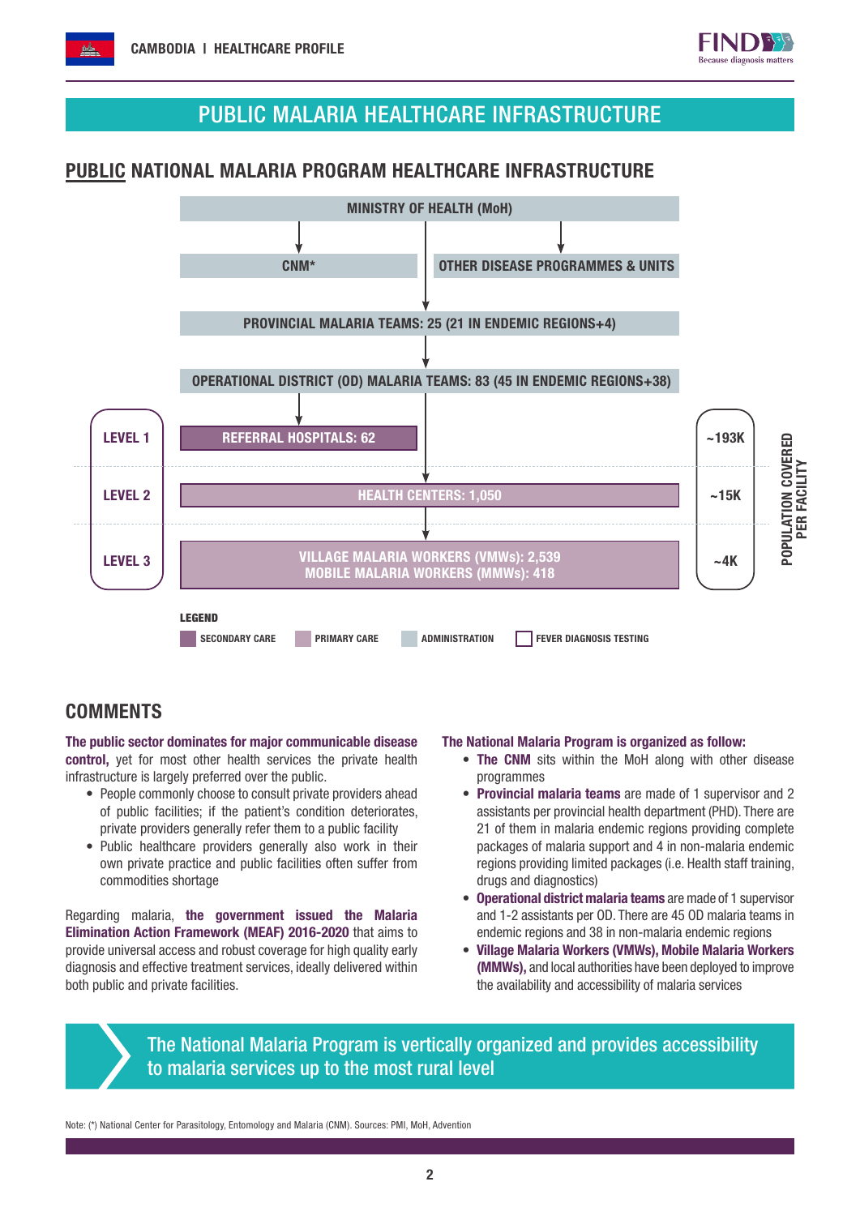# PUBLIC MALARIA HEALTHCARE INFRASTRUCTURE

## PUBLIC NATIONAL MALARIA PROGRAM HEALTHCARE INFRASTRUCTURE

MINISTRY OF HEALTH (MoH)

CNM* | OTHER DISEASE PROGRAMMES & UNITS

PROVINCIAL MALARIA TEAMS: 25 (21 IN ENDEMIC REGIONS+4)

OPERATIONAL DISTRICT (OD) MALARIA TEAMS: 83 (45 IN ENDEMIC REGIONS+38)

| Level | Facilities | Population covered per facility |
|---|---|---|
| LEVEL 1 | REFERRAL HOSPITALS: 62 | ~193K |
| LEVEL 2 | HEALTH CENTERS: 1,050 | ~15K |
| LEVEL 3 | VILLAGE MALARIA WORKERS (VMWs): 2,539<br>MOBILE MALARIA WORKERS (MMWs): 418 | ~4K |

LEGEND: SECONDARY CARE | PRIMARY CARE | ADMINISTRATION | FEVER DIAGNOSIS TESTING

## COMMENTS

**The public sector dominates for major communicable disease control,** yet for most other health services the private health infrastructure is largely preferred over the public.

- People commonly choose to consult private providers ahead of public facilities; if the patient's condition deteriorates, private providers generally refer them to a public facility
- Public healthcare providers generally also work in their own private practice and public facilities often suffer from commodities shortage

Regarding malaria, **the government issued the Malaria Elimination Action Framework (MEAF) 2016-2020** that aims to provide universal access and robust coverage for high quality early diagnosis and effective treatment services, ideally delivered within both public and private facilities.

**The National Malaria Program is organized as follow:**

- **The CNM** sits within the MoH along with other disease programmes
- **Provincial malaria teams** are made of 1 supervisor and 2 assistants per provincial health department (PHD). There are 21 of them in malaria endemic regions providing complete packages of malaria support and 4 in non-malaria endemic regions providing limited packages (i.e. Health staff training, drugs and diagnostics)
- **Operational district malaria teams** are made of 1 supervisor and 1-2 assistants per OD. There are 45 OD malaria teams in endemic regions and 38 in non-malaria endemic regions
- **Village Malaria Workers (VMWs), Mobile Malaria Workers (MMWs),** and local authorities have been deployed to improve the availability and accessibility of malaria services

**The National Malaria Program is vertically organized and provides accessibility to malaria services up to the most rural level**

Note: (*) National Center for Parasitology, Entomology and Malaria (CNM). Sources: PMI, MoH, Advention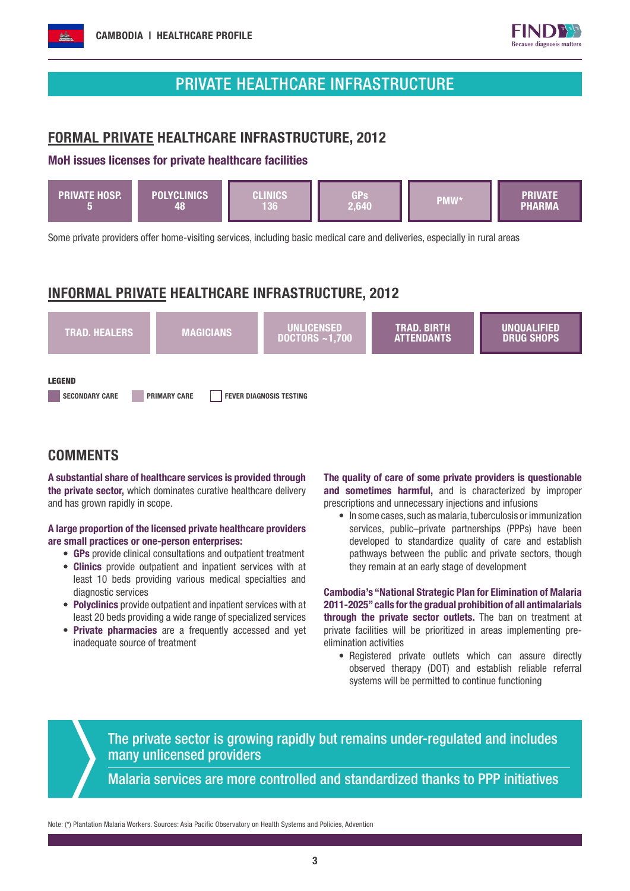# PRIVATE HEALTHCARE INFRASTRUCTURE

## FORMAL PRIVATE HEALTHCARE INFRASTRUCTURE, 2012

**MoH issues licenses for private healthcare facilities**

| PRIVATE HOSP. | POLYCLINICS | CLINICS | GPs | PMW* | PRIVATE PHARMA |
|---|---|---|---|---|---|
| 5 | 48 | 136 | 2,640 | | |

Some private providers offer home-visiting services, including basic medical care and deliveries, especially in rural areas

## INFORMAL PRIVATE HEALTHCARE INFRASTRUCTURE, 2012

| TRAD. HEALERS | MAGICIANS | UNLICENSED DOCTORS ~1,700 | TRAD. BIRTH ATTENDANTS | UNQUALIFIED DRUG SHOPS |
|---|---|---|---|---|

**LEGEND**

SECONDARY CARE | PRIMARY CARE | FEVER DIAGNOSIS TESTING

## COMMENTS

**A substantial share of healthcare services is provided through the private sector,** which dominates curative healthcare delivery and has grown rapidly in scope.

**A large proportion of the licensed private healthcare providers are small practices or one-person enterprises:**

- **GPs** provide clinical consultations and outpatient treatment
- **Clinics** provide outpatient and inpatient services with at least 10 beds providing various medical specialties and diagnostic services
- **Polyclinics** provide outpatient and inpatient services with at least 20 beds providing a wide range of specialized services
- **Private pharmacies** are a frequently accessed and yet inadequate source of treatment

**The quality of care of some private providers is questionable and sometimes harmful,** and is characterized by improper prescriptions and unnecessary injections and infusions

- In some cases, such as malaria, tuberculosis or immunization services, public–private partnerships (PPPs) have been developed to standardize quality of care and establish pathways between the public and private sectors, though they remain at an early stage of development

**Cambodia's "National Strategic Plan for Elimination of Malaria 2011-2025" calls for the gradual prohibition of all antimalarials through the private sector outlets.** The ban on treatment at private facilities will be prioritized in areas implementing pre-elimination activities

- Registered private outlets which can assure directly observed therapy (DOT) and establish reliable referral systems will be permitted to continue functioning

The private sector is growing rapidly but remains under-regulated and includes many unlicensed providers

Malaria services are more controlled and standardized thanks to PPP initiatives

Note: (*) Plantation Malaria Workers. Sources: Asia Pacific Observatory on Health Systems and Policies, Advention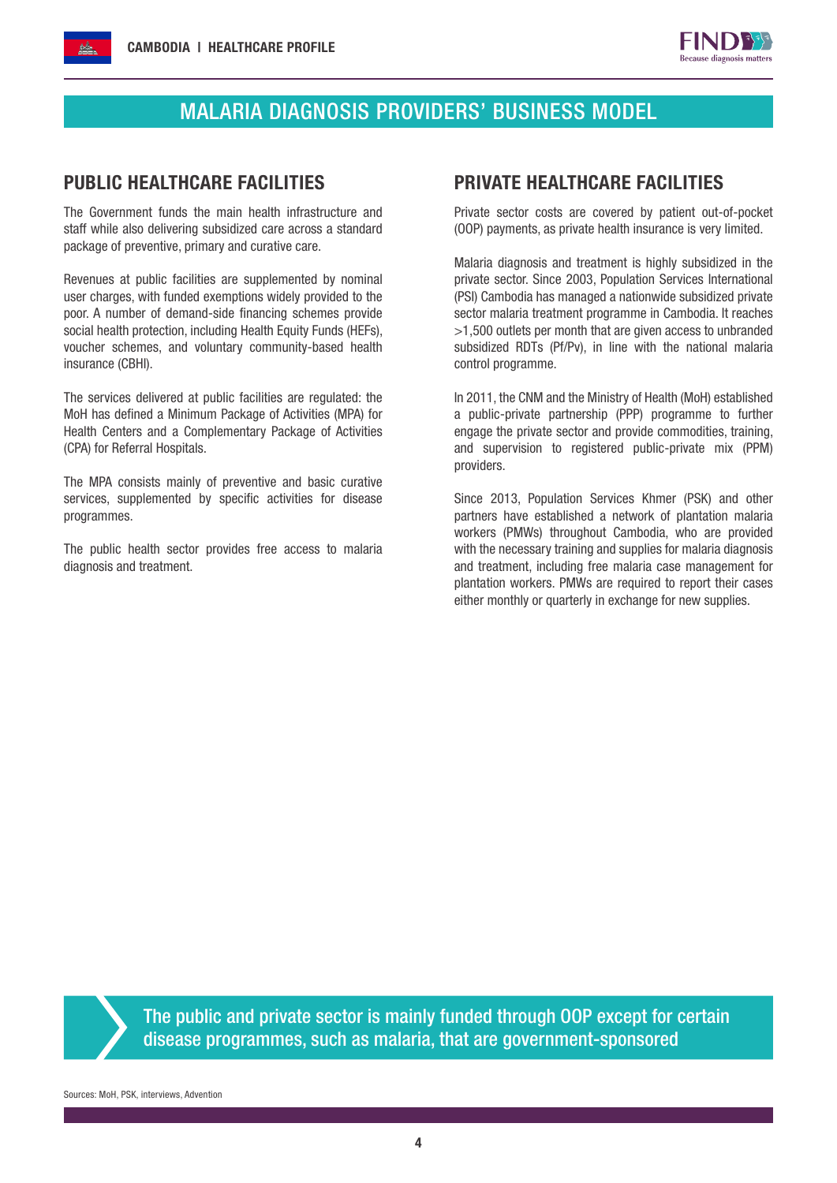# MALARIA DIAGNOSIS PROVIDERS' BUSINESS MODEL

## PUBLIC HEALTHCARE FACILITIES

The Government funds the main health infrastructure and staff while also delivering subsidized care across a standard package of preventive, primary and curative care.

Revenues at public facilities are supplemented by nominal user charges, with funded exemptions widely provided to the poor. A number of demand-side financing schemes provide social health protection, including Health Equity Funds (HEFs), voucher schemes, and voluntary community-based health insurance (CBHI).

The services delivered at public facilities are regulated: the MoH has defined a Minimum Package of Activities (MPA) for Health Centers and a Complementary Package of Activities (CPA) for Referral Hospitals.

The MPA consists mainly of preventive and basic curative services, supplemented by specific activities for disease programmes.

The public health sector provides free access to malaria diagnosis and treatment.

## PRIVATE HEALTHCARE FACILITIES

Private sector costs are covered by patient out-of-pocket (OOP) payments, as private health insurance is very limited.

Malaria diagnosis and treatment is highly subsidized in the private sector. Since 2003, Population Services International (PSI) Cambodia has managed a nationwide subsidized private sector malaria treatment programme in Cambodia. It reaches >1,500 outlets per month that are given access to unbranded subsidized RDTs (Pf/Pv), in line with the national malaria control programme.

In 2011, the CNM and the Ministry of Health (MoH) established a public-private partnership (PPP) programme to further engage the private sector and provide commodities, training, and supervision to registered public-private mix (PPM) providers.

Since 2013, Population Services Khmer (PSK) and other partners have established a network of plantation malaria workers (PMWs) throughout Cambodia, who are provided with the necessary training and supplies for malaria diagnosis and treatment, including free malaria case management for plantation workers. PMWs are required to report their cases either monthly or quarterly in exchange for new supplies.

**The public and private sector is mainly funded through OOP except for certain disease programmes, such as malaria, that are government-sponsored**

Sources: MoH, PSK, interviews, Advention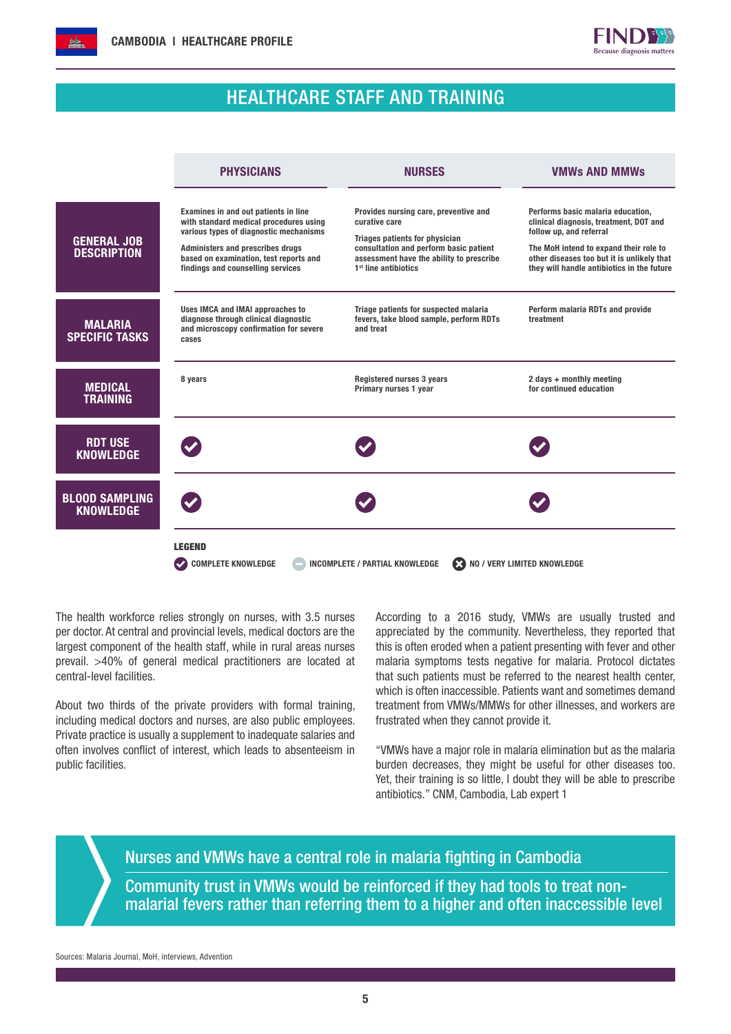## HEALTHCARE STAFF AND TRAINING

| | PHYSICIANS | NURSES | VMWs AND MMWs |
|---|---|---|---|
| **GENERAL JOB DESCRIPTION** | Examines in and out patients in line with standard medical procedures using various types of diagnostic mechanisms<br><br>Administers and prescribes drugs based on examination, test reports and findings and counselling services | Provides nursing care, preventive and curative care<br><br>Triages patients for physician consultation and perform basic patient assessment have the ability to prescribe 1st line antibiotics | Performs basic malaria education, clinical diagnosis, treatment, DOT and follow up, and referral<br><br>The MoH intend to expand their role to other diseases too but it is unlikely that they will handle antibiotics in the future |
| **MALARIA SPECIFIC TASKS** | Uses IMCA and IMAI approaches to diagnose through clinical diagnostic and microscopy confirmation for severe cases | Triage patients for suspected malaria fevers, take blood sample, perform RDTs and treat | Perform malaria RDTs and provide treatment |
| **MEDICAL TRAINING** | 8 years | Registered nurses 3 years<br>Primary nurses 1 year | 2 days + monthly meeting for continued education |
| **RDT USE KNOWLEDGE** | ✔ | ✔ | ✔ |
| **BLOOD SAMPLING KNOWLEDGE** | ✔ | ✔ | ✔ |

**LEGEND**

✔ COMPLETE KNOWLEDGE — INCOMPLETE / PARTIAL KNOWLEDGE ✖ NO / VERY LIMITED KNOWLEDGE

The health workforce relies strongly on nurses, with 3.5 nurses per doctor. At central and provincial levels, medical doctors are the largest component of the health staff, while in rural areas nurses prevail. >40% of general medical practitioners are located at central-level facilities.

About two thirds of the private providers with formal training, including medical doctors and nurses, are also public employees. Private practice is usually a supplement to inadequate salaries and often involves conflict of interest, which leads to absenteeism in public facilities.

According to a 2016 study, VMWs are usually trusted and appreciated by the community. Nevertheless, they reported that this is often eroded when a patient presenting with fever and other malaria symptoms tests negative for malaria. Protocol dictates that such patients must be referred to the nearest health center, which is often inaccessible. Patients want and sometimes demand treatment from VMWs/MMWs for other illnesses, and workers are frustrated when they cannot provide it.

"VMWs have a major role in malaria elimination but as the malaria burden decreases, they might be useful for other diseases too. Yet, their training is so little, I doubt they will be able to prescribe antibiotics." CNM, Cambodia, Lab expert 1

> Nurses and VMWs have a central role in malaria fighting in Cambodia
>
> Community trust in VMWs would be reinforced if they had tools to treat non-malarial fevers rather than referring them to a higher and often inaccessible level

Sources: Malaria Journal, MoH, interviews, Advention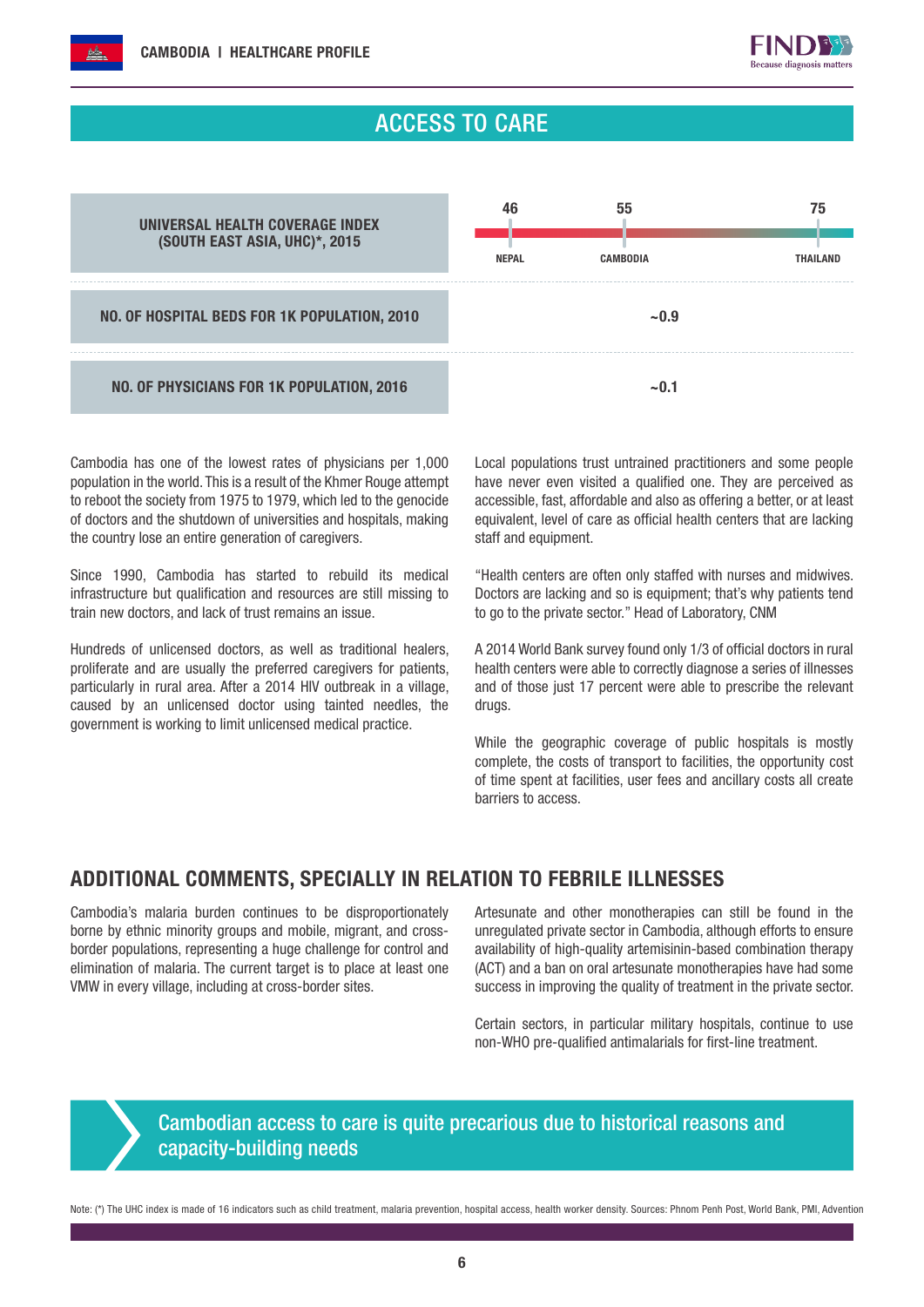## ACCESS TO CARE

**UNIVERSAL HEALTH COVERAGE INDEX (SOUTH EAST ASIA, UHC)*, 2015**

46 NEPAL

55 CAMBODIA

75 THAILAND

| | |
|---|---|
| **NO. OF HOSPITAL BEDS FOR 1K POPULATION, 2010** | ~0.9 |
| **NO. OF PHYSICIANS FOR 1K POPULATION, 2016** | ~0.1 |

Cambodia has one of the lowest rates of physicians per 1,000 population in the world. This is a result of the Khmer Rouge attempt to reboot the society from 1975 to 1979, which led to the genocide of doctors and the shutdown of universities and hospitals, making the country lose an entire generation of caregivers.

Since 1990, Cambodia has started to rebuild its medical infrastructure but qualification and resources are still missing to train new doctors, and lack of trust remains an issue.

Hundreds of unlicensed doctors, as well as traditional healers, proliferate and are usually the preferred caregivers for patients, particularly in rural area. After a 2014 HIV outbreak in a village, caused by an unlicensed doctor using tainted needles, the government is working to limit unlicensed medical practice.

Local populations trust untrained practitioners and some people have never even visited a qualified one. They are perceived as accessible, fast, affordable and also as offering a better, or at least equivalent, level of care as official health centers that are lacking staff and equipment.

"Health centers are often only staffed with nurses and midwives. Doctors are lacking and so is equipment; that's why patients tend to go to the private sector." Head of Laboratory, CNM

A 2014 World Bank survey found only 1/3 of official doctors in rural health centers were able to correctly diagnose a series of illnesses and of those just 17 percent were able to prescribe the relevant drugs.

While the geographic coverage of public hospitals is mostly complete, the costs of transport to facilities, the opportunity cost of time spent at facilities, user fees and ancillary costs all create barriers to access.

## ADDITIONAL COMMENTS, SPECIALLY IN RELATION TO FEBRILE ILLNESSES

Cambodia's malaria burden continues to be disproportionately borne by ethnic minority groups and mobile, migrant, and cross-border populations, representing a huge challenge for control and elimination of malaria. The current target is to place at least one VMW in every village, including at cross-border sites.

Artesunate and other monotherapies can still be found in the unregulated private sector in Cambodia, although efforts to ensure availability of high-quality artemisinin-based combination therapy (ACT) and a ban on oral artesunate monotherapies have had some success in improving the quality of treatment in the private sector.

Certain sectors, in particular military hospitals, continue to use non-WHO pre-qualified antimalarials for first-line treatment.

**Cambodian access to care is quite precarious due to historical reasons and capacity-building needs**

Note: (*) The UHC index is made of 16 indicators such as child treatment, malaria prevention, hospital access, health worker density. Sources: Phnom Penh Post, World Bank, PMI, Advention